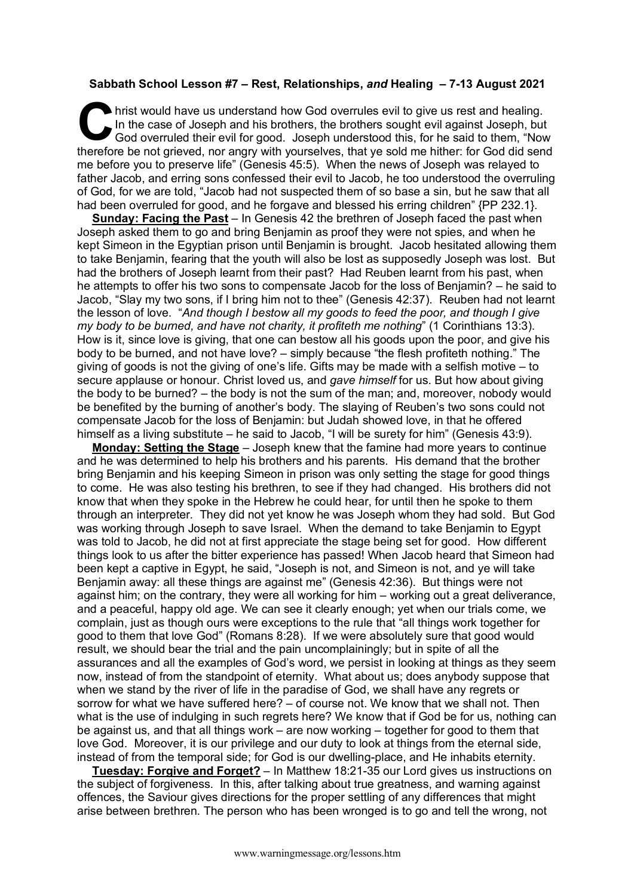**Sabbath School Lesson #7 – Rest, Relationships, *and* Healing – 7-13 August 2021**

Christ would have us understand how God overrules evil to give us rest and healing. In the case of Joseph and his brothers, the brothers sought evil against Joseph, but God overruled their evil for good. Joseph understood this, for he said to them, "Now therefore be not grieved, nor angry with yourselves, that ye sold me hither: for God did send me before you to preserve life" (Genesis 45:5). When the news of Joseph was relayed to father Jacob, and erring sons confessed their evil to Jacob, he too understood the overruling of God, for we are told, "Jacob had not suspected them of so base a sin, but he saw that all had been overruled for good, and he forgave and blessed his erring children" {PP 232.1}.

**Sunday: Facing the Past** – In Genesis 42 the brethren of Joseph faced the past when Joseph asked them to go and bring Benjamin as proof they were not spies, and when he kept Simeon in the Egyptian prison until Benjamin is brought. Jacob hesitated allowing them to take Benjamin, fearing that the youth will also be lost as supposedly Joseph was lost. But had the brothers of Joseph learnt from their past? Had Reuben learnt from his past, when he attempts to offer his two sons to compensate Jacob for the loss of Benjamin? – he said to Jacob, "Slay my two sons, if I bring him not to thee" (Genesis 42:37). Reuben had not learnt the lesson of love. "*And though I bestow all my goods to feed the poor, and though I give my body to be burned, and have not charity, it profiteth me nothing*" (1 Corinthians 13:3). How is it, since love is giving, that one can bestow all his goods upon the poor, and give his body to be burned, and not have love? – simply because "the flesh profiteth nothing." The giving of goods is not the giving of one's life. Gifts may be made with a selfish motive – to secure applause or honour. Christ loved us, and *gave himself* for us. But how about giving the body to be burned? – the body is not the sum of the man; and, moreover, nobody would be benefited by the burning of another's body. The slaying of Reuben's two sons could not compensate Jacob for the loss of Benjamin: but Judah showed love, in that he offered himself as a living substitute – he said to Jacob, "I will be surety for him" (Genesis 43:9).

**Monday: Setting the Stage** – Joseph knew that the famine had more years to continue and he was determined to help his brothers and his parents. His demand that the brother bring Benjamin and his keeping Simeon in prison was only setting the stage for good things to come. He was also testing his brethren, to see if they had changed. His brothers did not know that when they spoke in the Hebrew he could hear, for until then he spoke to them through an interpreter. They did not yet know he was Joseph whom they had sold. But God was working through Joseph to save Israel. When the demand to take Benjamin to Egypt was told to Jacob, he did not at first appreciate the stage being set for good. How different things look to us after the bitter experience has passed! When Jacob heard that Simeon had been kept a captive in Egypt, he said, "Joseph is not, and Simeon is not, and ye will take Benjamin away: all these things are against me" (Genesis 42:36). But things were not against him; on the contrary, they were all working for him – working out a great deliverance, and a peaceful, happy old age. We can see it clearly enough; yet when our trials come, we complain, just as though ours were exceptions to the rule that "all things work together for good to them that love God" (Romans 8:28). If we were absolutely sure that good would result, we should bear the trial and the pain uncomplainingly; but in spite of all the assurances and all the examples of God's word, we persist in looking at things as they seem now, instead of from the standpoint of eternity. What about us; does anybody suppose that when we stand by the river of life in the paradise of God, we shall have any regrets or sorrow for what we have suffered here? – of course not. We know that we shall not. Then what is the use of indulging in such regrets here? We know that if God be for us, nothing can be against us, and that all things work – are now working – together for good to them that love God. Moreover, it is our privilege and our duty to look at things from the eternal side, instead of from the temporal side; for God is our dwelling-place, and He inhabits eternity.

**Tuesday: Forgive and Forget?** – In Matthew 18:21-35 our Lord gives us instructions on the subject of forgiveness. In this, after talking about true greatness, and warning against offences, the Saviour gives directions for the proper settling of any differences that might arise between brethren. The person who has been wronged is to go and tell the wrong, not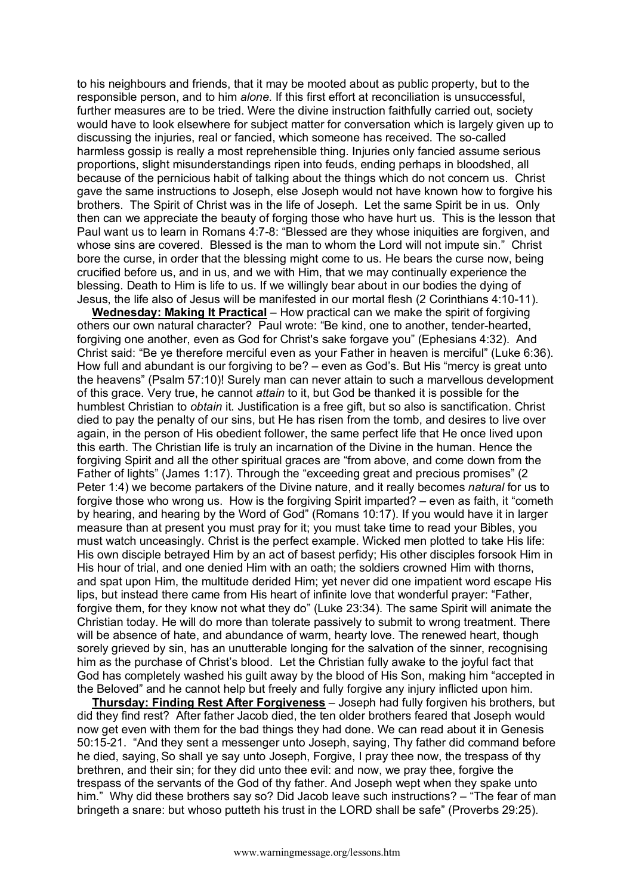to his neighbours and friends, that it may be mooted about as public property, but to the responsible person, and to him *alone*. If this first effort at reconciliation is unsuccessful, further measures are to be tried. Were the divine instruction faithfully carried out, society would have to look elsewhere for subject matter for conversation which is largely given up to discussing the injuries, real or fancied, which someone has received. The so-called harmless gossip is really a most reprehensible thing. Injuries only fancied assume serious proportions, slight misunderstandings ripen into feuds, ending perhaps in bloodshed, all because of the pernicious habit of talking about the things which do not concern us. Christ gave the same instructions to Joseph, else Joseph would not have known how to forgive his brothers. The Spirit of Christ was in the life of Joseph. Let the same Spirit be in us. Only then can we appreciate the beauty of forging those who have hurt us. This is the lesson that Paul want us to learn in Romans 4:7-8: "Blessed are they whose iniquities are forgiven, and whose sins are covered. Blessed is the man to whom the Lord will not impute sin." Christ bore the curse, in order that the blessing might come to us. He bears the curse now, being crucified before us, and in us, and we with Him, that we may continually experience the blessing. Death to Him is life to us. If we willingly bear about in our bodies the dying of Jesus, the life also of Jesus will be manifested in our mortal flesh (2 Corinthians 4:10-11).

**Wednesday: Making It Practical** – How practical can we make the spirit of forgiving others our own natural character? Paul wrote: "Be kind, one to another, tender-hearted, forgiving one another, even as God for Christ's sake forgave you" (Ephesians 4:32). And Christ said: "Be ye therefore merciful even as your Father in heaven is merciful" (Luke 6:36). How full and abundant is our forgiving to be? – even as God's. But His "mercy is great unto the heavens" (Psalm 57:10)! Surely man can never attain to such a marvellous development of this grace. Very true, he cannot *attain* to it, but God be thanked it is possible for the humblest Christian to *obtain* it. Justification is a free gift, but so also is sanctification. Christ died to pay the penalty of our sins, but He has risen from the tomb, and desires to live over again, in the person of His obedient follower, the same perfect life that He once lived upon this earth. The Christian life is truly an incarnation of the Divine in the human. Hence the forgiving Spirit and all the other spiritual graces are "from above, and come down from the Father of lights" (James 1:17). Through the "exceeding great and precious promises" (2 Peter 1:4) we become partakers of the Divine nature, and it really becomes *natural* for us to forgive those who wrong us. How is the forgiving Spirit imparted? – even as faith, it "cometh by hearing, and hearing by the Word of God" (Romans 10:17). If you would have it in larger measure than at present you must pray for it; you must take time to read your Bibles, you must watch unceasingly. Christ is the perfect example. Wicked men plotted to take His life: His own disciple betrayed Him by an act of basest perfidy; His other disciples forsook Him in His hour of trial, and one denied Him with an oath; the soldiers crowned Him with thorns, and spat upon Him, the multitude derided Him; yet never did one impatient word escape His lips, but instead there came from His heart of infinite love that wonderful prayer: "Father, forgive them, for they know not what they do" (Luke 23:34). The same Spirit will animate the Christian today. He will do more than tolerate passively to submit to wrong treatment. There will be absence of hate, and abundance of warm, hearty love. The renewed heart, though sorely grieved by sin, has an unutterable longing for the salvation of the sinner, recognising him as the purchase of Christ's blood. Let the Christian fully awake to the joyful fact that God has completely washed his guilt away by the blood of His Son, making him "accepted in the Beloved" and he cannot help but freely and fully forgive any injury inflicted upon him.

**Thursday: Finding Rest After Forgiveness** – Joseph had fully forgiven his brothers, but did they find rest? After father Jacob died, the ten older brothers feared that Joseph would now get even with them for the bad things they had done. We can read about it in Genesis 50:15-21. "And they sent a messenger unto Joseph, saying, Thy father did command before he died, saying, So shall ye say unto Joseph, Forgive, I pray thee now, the trespass of thy brethren, and their sin; for they did unto thee evil: and now, we pray thee, forgive the trespass of the servants of the God of thy father. And Joseph wept when they spake unto him." Why did these brothers say so? Did Jacob leave such instructions? – "The fear of man bringeth a snare: but whoso putteth his trust in the LORD shall be safe" (Proverbs 29:25).